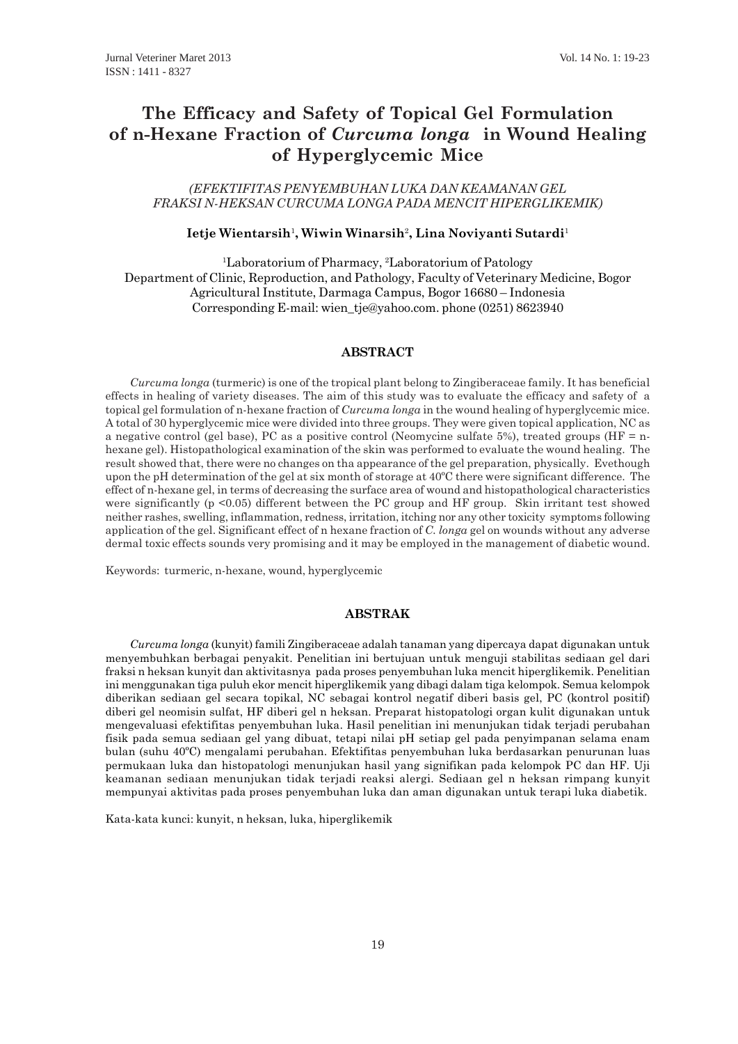# The Efficacy and Safety of Topical Gel Formulation of n-Hexane Fraction of *Curcuma longa* in Wound Healing of Hyperglycemic Mice

*(EFEKTIFITAS PENYEMBUHAN LUKA DAN KEAMANAN GEL FRAKSI N-HEKSAN CURCUMA LONGA PADA MENCIT HIPERGLIKEMIK)*

**Ietje Wientarsih[1], Wiwin Winarsih[2], Lina Noviyanti Sutardi[1]**

[1]Laboratorium of Pharmacy, [2]Laboratorium of Patology
Department of Clinic, Reproduction, and Pathology, Faculty of Veterinary Medicine, Bogor Agricultural Institute, Darmaga Campus, Bogor 16680 – Indonesia
Corresponding E-mail: wien_tje@yahoo.com. phone (0251) 8623940

## ABSTRACT

*Curcuma longa* (turmeric) is one of the tropical plant belong to Zingiberaceae family. It has beneficial effects in healing of variety diseases. The aim of this study was to evaluate the efficacy and safety of a topical gel formulation of n-hexane fraction of *Curcuma longa* in the wound healing of hyperglycemic mice. A total of 30 hyperglycemic mice were divided into three groups. They were given topical application, NC as a negative control (gel base), PC as a positive control (Neomycine sulfate 5%), treated groups (HF = n-hexane gel). Histopathological examination of the skin was performed to evaluate the wound healing. The result showed that, there were no changes on tha appearance of the gel preparation, physically. Evethough upon the pH determination of the gel at six month of storage at 40ºC there were significant difference. The effect of n-hexane gel, in terms of decreasing the surface area of wound and histopathological characteristics were significantly ($p < 0.05$) different between the PC group and HF group. Skin irritant test showed neither rashes, swelling, inflammation, redness, irritation, itching nor any other toxicity symptoms following application of the gel. Significant effect of n hexane fraction of *C. longa* gel on wounds without any adverse dermal toxic effects sounds very promising and it may be employed in the management of diabetic wound.

Keywords: turmeric, n-hexane, wound, hyperglycemic

## ABSTRAK

*Curcuma longa* (kunyit) famili Zingiberaceae adalah tanaman yang dipercaya dapat digunakan untuk menyembuhkan berbagai penyakit. Penelitian ini bertujuan untuk menguji stabilitas sediaan gel dari fraksi n heksan kunyit dan aktivitasnya pada proses penyembuhan luka mencit hiperglikemik. Penelitian ini menggunakan tiga puluh ekor mencit hiperglikemik yang dibagi dalam tiga kelompok. Semua kelompok diberikan sediaan gel secara topikal, NC sebagai kontrol negatif diberi basis gel, PC (kontrol positif) diberi gel neomisin sulfat, HF diberi gel n heksan. Preparat histopatologi organ kulit digunakan untuk mengevaluasi efektifitas penyembuhan luka. Hasil penelitian ini menunjukan tidak terjadi perubahan fisik pada semua sediaan gel yang dibuat, tetapi nilai pH setiap gel pada penyimpanan selama enam bulan (suhu 40ºC) mengalami perubahan. Efektifitas penyembuhan luka berdasarkan penurunan luas permukaan luka dan histopatologi menunjukan hasil yang signifikan pada kelompok PC dan HF. Uji keamanan sediaan menunjukan tidak terjadi reaksi alergi. Sediaan gel n heksan rimpang kunyit mempunyai aktivitas pada proses penyembuhan luka dan aman digunakan untuk terapi luka diabetik.

Kata-kata kunci: kunyit, n heksan, luka, hiperglikemik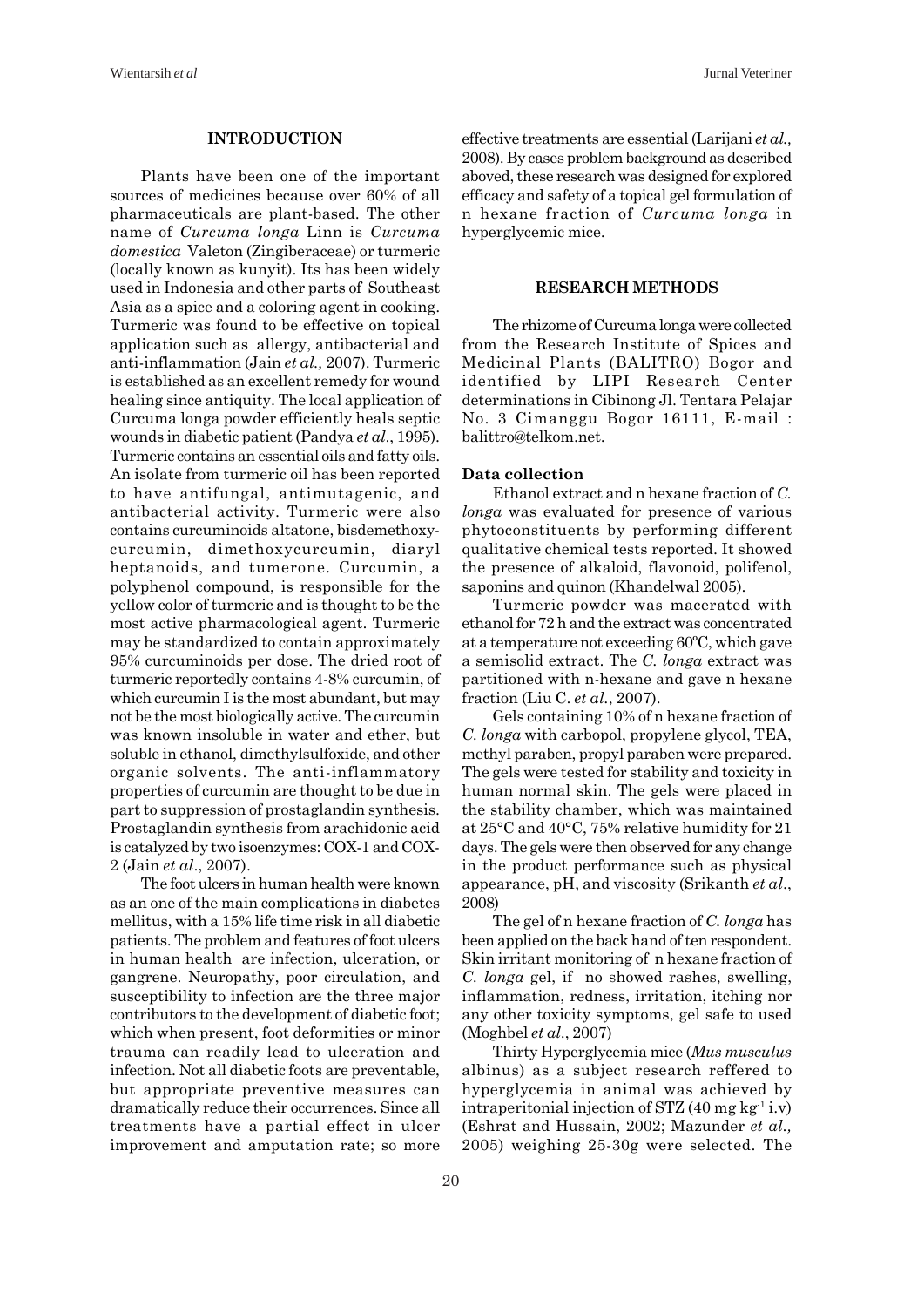## INTRODUCTION

Plants have been one of the important sources of medicines because over 60% of all pharmaceuticals are plant-based. The other name of *Curcuma longa* Linn is *Curcuma domestica* Valeton (Zingiberaceae) or turmeric (locally known as kunyit). Its has been widely used in Indonesia and other parts of Southeast Asia as a spice and a coloring agent in cooking. Turmeric was found to be effective on topical application such as allergy, antibacterial and anti-inflammation (Jain *et al.,* 2007). Turmeric is established as an excellent remedy for wound healing since antiquity. The local application of Curcuma longa powder efficiently heals septic wounds in diabetic patient (Pandya *et al*., 1995). Turmeric contains an essential oils and fatty oils. An isolate from turmeric oil has been reported to have antifungal, antimutagenic, and antibacterial activity. Turmeric were also contains curcuminoids altatone, bisdemethoxy-curcumin, dimethoxycurcumin, diaryl heptanoids, and tumerone. Curcumin, a polyphenol compound, is responsible for the yellow color of turmeric and is thought to be the most active pharmacological agent. Turmeric may be standardized to contain approximately 95% curcuminoids per dose. The dried root of turmeric reportedly contains 4-8% curcumin, of which curcumin I is the most abundant, but may not be the most biologically active. The curcumin was known insoluble in water and ether, but soluble in ethanol, dimethylsulfoxide, and other organic solvents. The anti-inflammatory properties of curcumin are thought to be due in part to suppression of prostaglandin synthesis. Prostaglandin synthesis from arachidonic acid is catalyzed by two isoenzymes: COX-1 and COX-2 (Jain *et al*., 2007).

The foot ulcers in human health were known as an one of the main complications in diabetes mellitus, with a 15% life time risk in all diabetic patients. The problem and features of foot ulcers in human health are infection, ulceration, or gangrene. Neuropathy, poor circulation, and susceptibility to infection are the three major contributors to the development of diabetic foot; which when present, foot deformities or minor trauma can readily lead to ulceration and infection. Not all diabetic foots are preventable, but appropriate preventive measures can dramatically reduce their occurrences. Since all treatments have a partial effect in ulcer improvement and amputation rate; so more effective treatments are essential (Larijani *et al.,* 2008). By cases problem background as described aboved, these research was designed for explored efficacy and safety of a topical gel formulation of n hexane fraction of *Curcuma longa* in hyperglycemic mice.

## RESEARCH METHODS

The rhizome of Curcuma longa were collected from the Research Institute of Spices and Medicinal Plants (BALITRO) Bogor and identified by LIPI Research Center determinations in Cibinong Jl. Tentara Pelajar No. 3 Cimanggu Bogor 16111, E-mail : balittro@telkom.net.

### Data collection

Ethanol extract and n hexane fraction of *C. longa* was evaluated for presence of various phytoconstituents by performing different qualitative chemical tests reported. It showed the presence of alkaloid, flavonoid, polifenol, saponins and quinon (Khandelwal 2005).

Turmeric powder was macerated with ethanol for 72 h and the extract was concentrated at a temperature not exceeding 60ºC, which gave a semisolid extract. The *C. longa* extract was partitioned with n-hexane and gave n hexane fraction (Liu C. *et al*., 2007).

Gels containing 10% of n hexane fraction of *C. longa* with carbopol, propylene glycol, TEA, methyl paraben, propyl paraben were prepared. The gels were tested for stability and toxicity in human normal skin. The gels were placed in the stability chamber, which was maintained at 25°C and 40°C, 75% relative humidity for 21 days. The gels were then observed for any change in the product performance such as physical appearance, pH, and viscosity (Srikanth *et al*., 2008)

The gel of n hexane fraction of *C. longa* has been applied on the back hand of ten respondent. Skin irritant monitoring of n hexane fraction of *C. longa* gel, if no showed rashes, swelling, inflammation, redness, irritation, itching nor any other toxicity symptoms, gel safe to used (Moghbel *et al*., 2007)

Thirty Hyperglycemia mice (*Mus musculus* albinus) as a subject research reffered to hyperglycemia in animal was achieved by intraperitonial injection of STZ (40 mg $kg^{-1}$ i.v) (Eshrat and Hussain, 2002; Mazunder *et al.,* 2005) weighing 25-30g were selected. The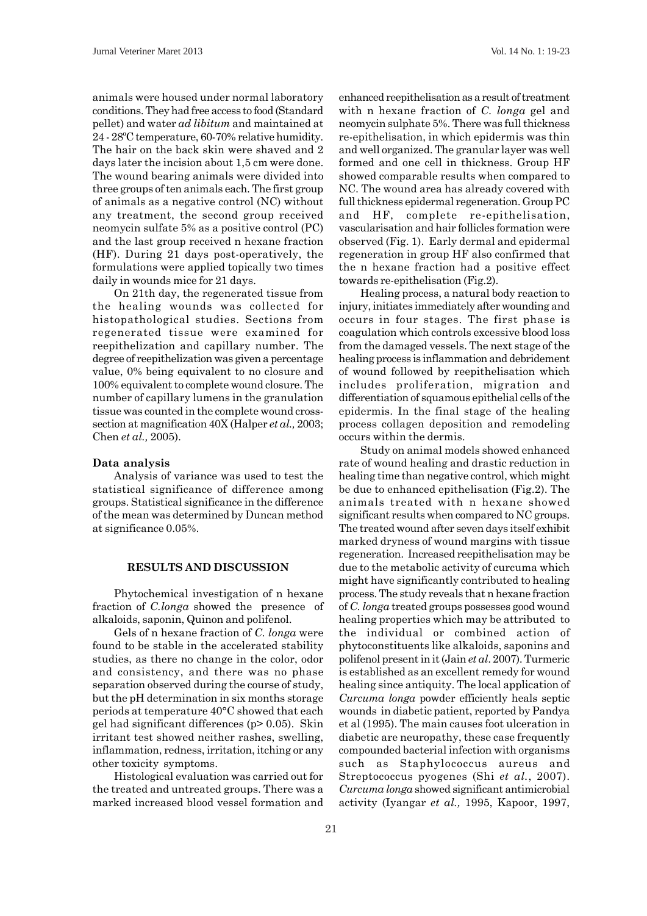animals were housed under normal laboratory conditions. They had free access to food (Standard pellet) and water *ad libitum* and maintained at 24 - 28$^{o}$C temperature, 60-70% relative humidity. The hair on the back skin were shaved and 2 days later the incision about 1,5 cm were done. The wound bearing animals were divided into three groups of ten animals each. The first group of animals as a negative control (NC) without any treatment, the second group received neomycin sulfate 5% as a positive control (PC) and the last group received n hexane fraction (HF). During 21 days post-operatively, the formulations were applied topically two times daily in wounds mice for 21 days.

On 21th day, the regenerated tissue from the healing wounds was collected for histopathological studies. Sections from regenerated tissue were examined for reepithelization and capillary number. The degree of reepithelization was given a percentage value, 0% being equivalent to no closure and 100% equivalent to complete wound closure. The number of capillary lumens in the granulation tissue was counted in the complete wound cross-section at magnification 40X (Halper *et al.,* 2003; Chen *et al.,* 2005).

**Data analysis**

Analysis of variance was used to test the statistical significance of difference among groups. Statistical significance in the difference of the mean was determined by Duncan method at significance 0.05%.

## RESULTS AND DISCUSSION

Phytochemical investigation of n hexane fraction of *C.longa* showed the presence of alkaloids, saponin, Quinon and polifenol.

Gels of n hexane fraction of *C. longa* were found to be stable in the accelerated stability studies, as there no change in the color, odor and consistency, and there was no phase separation observed during the course of study, but the pH determination in six months storage periods at temperature 40°C showed that each gel had significant differences ($p > 0.05$). Skin irritant test showed neither rashes, swelling, inflammation, redness, irritation, itching or any other toxicity symptoms.

Histological evaluation was carried out for the treated and untreated groups. There was a marked increased blood vessel formation and enhanced reepithelisation as a result of treatment with n hexane fraction of *C. longa* gel and neomycin sulphate 5%. There was full thickness re-epithelisation, in which epidermis was thin and well organized. The granular layer was well formed and one cell in thickness. Group HF showed comparable results when compared to NC. The wound area has already covered with full thickness epidermal regeneration. Group PC and HF, complete re-epithelisation, vascularisation and hair follicles formation were observed (Fig. 1). Early dermal and epidermal regeneration in group HF also confirmed that the n hexane fraction had a positive effect towards re-epithelisation (Fig.2).

Healing process, a natural body reaction to injury, initiates immediately after wounding and occurs in four stages. The first phase is coagulation which controls excessive blood loss from the damaged vessels. The next stage of the healing process is inflammation and debridement of wound followed by reepithelisation which includes proliferation, migration and differentiation of squamous epithelial cells of the epidermis. In the final stage of the healing process collagen deposition and remodeling occurs within the dermis.

Study on animal models showed enhanced rate of wound healing and drastic reduction in healing time than negative control, which might be due to enhanced epithelisation (Fig.2). The animals treated with n hexane showed significant results when compared to NC groups. The treated wound after seven days itself exhibit marked dryness of wound margins with tissue regeneration. Increased reepithelisation may be due to the metabolic activity of curcuma which might have significantly contributed to healing process. The study reveals that n hexane fraction of *C. longa* treated groups possesses good wound healing properties which may be attributed to the individual or combined action of phytoconstituents like alkaloids, saponins and polifenol present in it (Jain *et al.* 2007). Turmeric is established as an excellent remedy for wound healing since antiquity. The local application of *Curcuma longa* powder efficiently heals septic wounds in diabetic patient, reported by Pandya et al (1995). The main causes foot ulceration in diabetic are neuropathy, these case frequently compounded bacterial infection with organisms such as Staphylococcus aureus and Streptococcus pyogenes (Shi *et al.*, 2007). *Curcuma longa* showed significant antimicrobial activity (Iyangar *et al.,* 1995, Kapoor, 1997,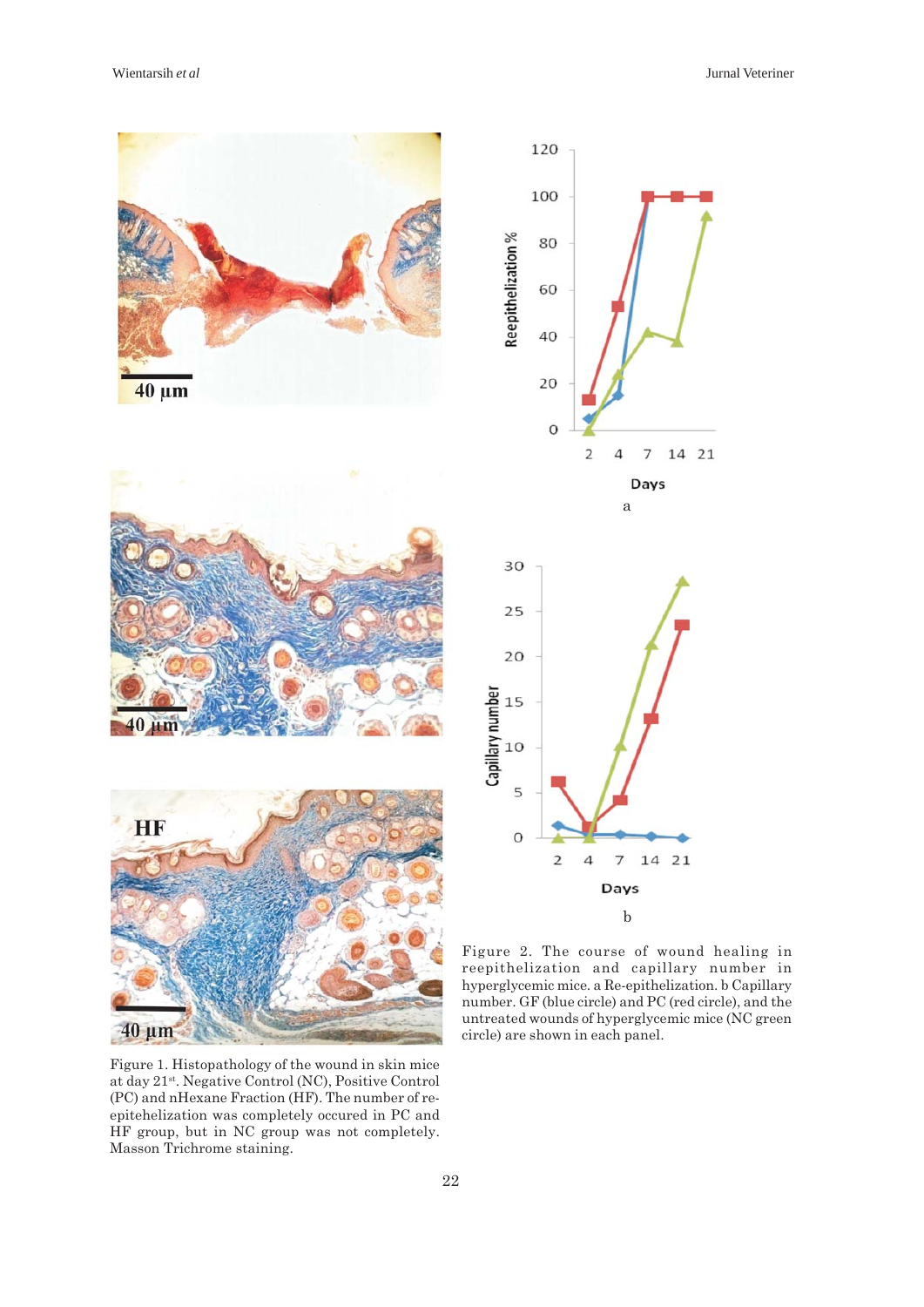Figure 1. Histopathology of the wound in skin mice at day 21st. Negative Control (NC), Positive Control (PC) and nHexane Fraction (HF). The number of re-epitehelization was completely occured in PC and HF group, but in NC group was not completely. Masson Trichrome staining.

Figure 2. The course of wound healing in reepithelization and capillary number in hyperglycemic mice. a Re-epithelization. b Capillary number. GF (blue circle) and PC (red circle), and the untreated wounds of hyperglycemic mice (NC green circle) are shown in each panel.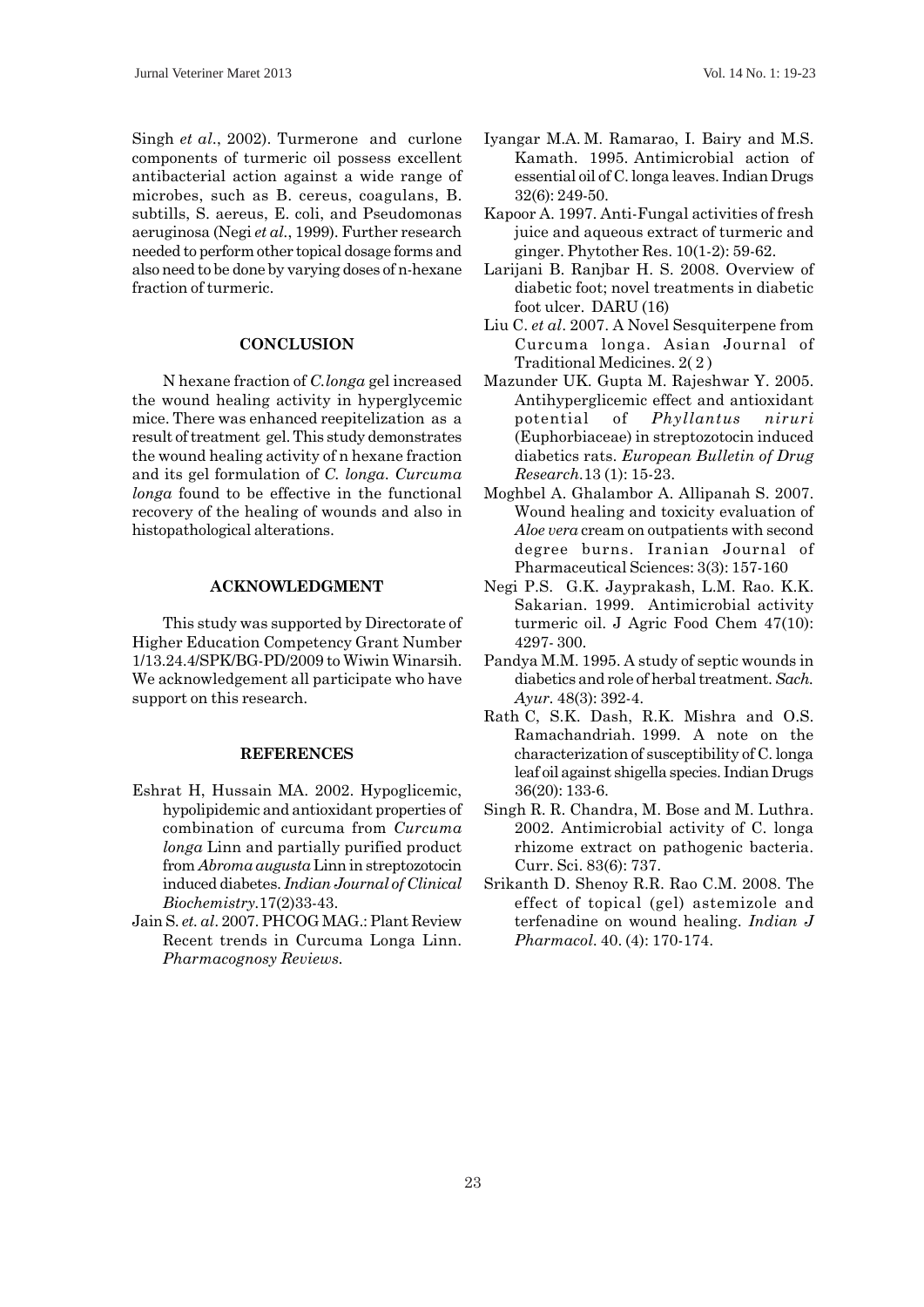Singh *et al*., 2002). Turmerone and curlone components of turmeric oil possess excellent antibacterial action against a wide range of microbes, such as B. cereus, coagulans, B. subtills, S. aereus, E. coli, and Pseudomonas aeruginosa (Negi *et al.*, 1999). Further research needed to perform other topical dosage forms and also need to be done by varying doses of n-hexane fraction of turmeric.

## CONCLUSION

N hexane fraction of *C.longa* gel increased the wound healing activity in hyperglycemic mice. There was enhanced reepitelization as a result of treatment gel. This study demonstrates the wound healing activity of n hexane fraction and its gel formulation of *C. longa*. *Curcuma longa* found to be effective in the functional recovery of the healing of wounds and also in histopathological alterations.

## ACKNOWLEDGMENT

This study was supported by Directorate of Higher Education Competency Grant Number 1/13.24.4/SPK/BG-PD/2009 to Wiwin Winarsih. We acknowledgement all participate who have support on this research.

## REFERENCES

Eshrat H, Hussain MA. 2002. Hypoglicemic, hypolipidemic and antioxidant properties of combination of curcuma from *Curcuma longa* Linn and partially purified product from *Abroma augusta* Linn in streptozotocin induced diabetes. *Indian Journal of Clinical Biochemistry*.17(2)33-43.

Jain S. *et. al*. 2007. PHCOG MAG.: Plant Review Recent trends in Curcuma Longa Linn. *Pharmacognosy Reviews.*

Iyangar M.A. M. Ramarao, I. Bairy and M.S. Kamath. 1995. Antimicrobial action of essential oil of C. longa leaves. Indian Drugs 32(6): 249-50.

Kapoor A. 1997. Anti-Fungal activities of fresh juice and aqueous extract of turmeric and ginger. Phytother Res. 10(1-2): 59-62.

Larijani B. Ranjbar H. S. 2008. Overview of diabetic foot; novel treatments in diabetic foot ulcer. DARU (16)

Liu C. *et al*. 2007. A Novel Sesquiterpene from Curcuma longa. Asian Journal of Traditional Medicines. 2( 2 )

Mazunder UK. Gupta M. Rajeshwar Y. 2005. Antihyperglicemic effect and antioxidant potential of *Phyllantus niruri* (Euphorbiaceae) in streptozotocin induced diabetics rats. *European Bulletin of Drug Research.*13 (1): 15-23.

Moghbel A. Ghalambor A. Allipanah S. 2007. Wound healing and toxicity evaluation of *Aloe vera* cream on outpatients with second degree burns. Iranian Journal of Pharmaceutical Sciences: 3(3): 157-160

Negi P.S. G.K. Jayprakash, L.M. Rao. K.K. Sakarian. 1999. Antimicrobial activity turmeric oil. J Agric Food Chem 47(10): 4297- 300.

Pandya M.M. 1995. A study of septic wounds in diabetics and role of herbal treatment. *Sach. Ayur.* 48(3): 392-4.

Rath C, S.K. Dash, R.K. Mishra and O.S. Ramachandriah. 1999. A note on the characterization of susceptibility of C. longa leaf oil against shigella species. Indian Drugs 36(20): 133-6.

Singh R. R. Chandra, M. Bose and M. Luthra. 2002. Antimicrobial activity of C. longa rhizome extract on pathogenic bacteria. Curr. Sci. 83(6): 737.

Srikanth D. Shenoy R.R. Rao C.M. 2008. The effect of topical (gel) astemizole and terfenadine on wound healing. *Indian J Pharmacol.* 40. (4): 170-174.